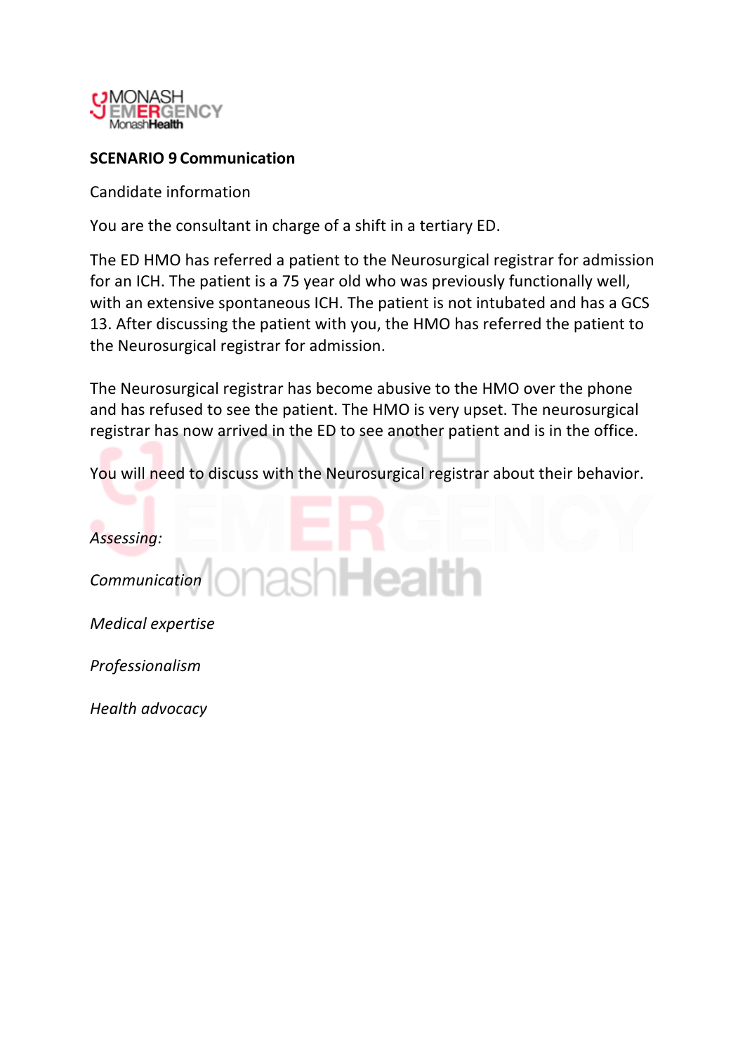**SCENARIO 9 Communication**

Candidate information

You are the consultant in charge of a shift in a tertiary ED.

The ED HMO has referred a patient to the Neurosurgical registrar for admission for an ICH. The patient is a 75 year old who was previously functionally well, with an extensive spontaneous ICH. The patient is not intubated and has a GCS 13. After discussing the patient with you, the HMO has referred the patient to the Neurosurgical registrar for admission.

The Neurosurgical registrar has become abusive to the HMO over the phone and has refused to see the patient. The HMO is very upset. The neurosurgical registrar has now arrived in the ED to see another patient and is in the office.

You will need to discuss with the Neurosurgical registrar about their behavior.

*Assessing:*

*Communication*

*Medical expertise*

*Professionalism*

*Health advocacy*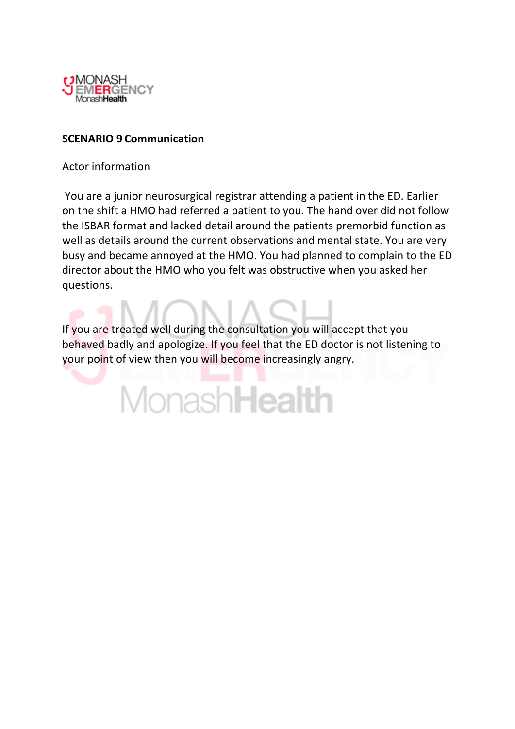**SCENARIO 9 Communication**

Actor information

You are a junior neurosurgical registrar attending a patient in the ED. Earlier on the shift a HMO had referred a patient to you. The hand over did not follow the ISBAR format and lacked detail around the patients premorbid function as well as details around the current observations and mental state. You are very busy and became annoyed at the HMO. You had planned to complain to the ED director about the HMO who you felt was obstructive when you asked her questions.

If you are treated well during the consultation you will accept that you behaved badly and apologize. If you feel that the ED doctor is not listening to your point of view then you will become increasingly angry.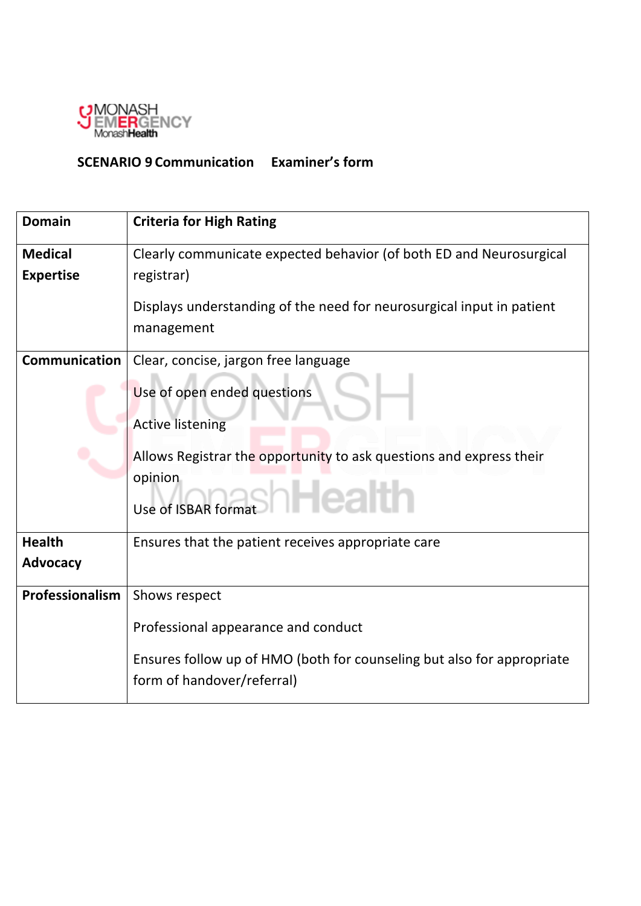**SCENARIO 9 Communication     Examiner's form**

| **Domain** | **Criteria for High Rating** |
| --- | --- |
| **Medical Expertise** | Clearly communicate expected behavior (of both ED and Neurosurgical registrar)<br><br>Displays understanding of the need for neurosurgical input in patient management |
| **Communication** | Clear, concise, jargon free language<br><br>Use of open ended questions<br><br>Active listening<br><br>Allows Registrar the opportunity to ask questions and express their opinion<br><br>Use of ISBAR format |
| **Health Advocacy** | Ensures that the patient receives appropriate care |
| **Professionalism** | Shows respect<br><br>Professional appearance and conduct<br><br>Ensures follow up of HMO (both for counseling but also for appropriate form of handover/referral) |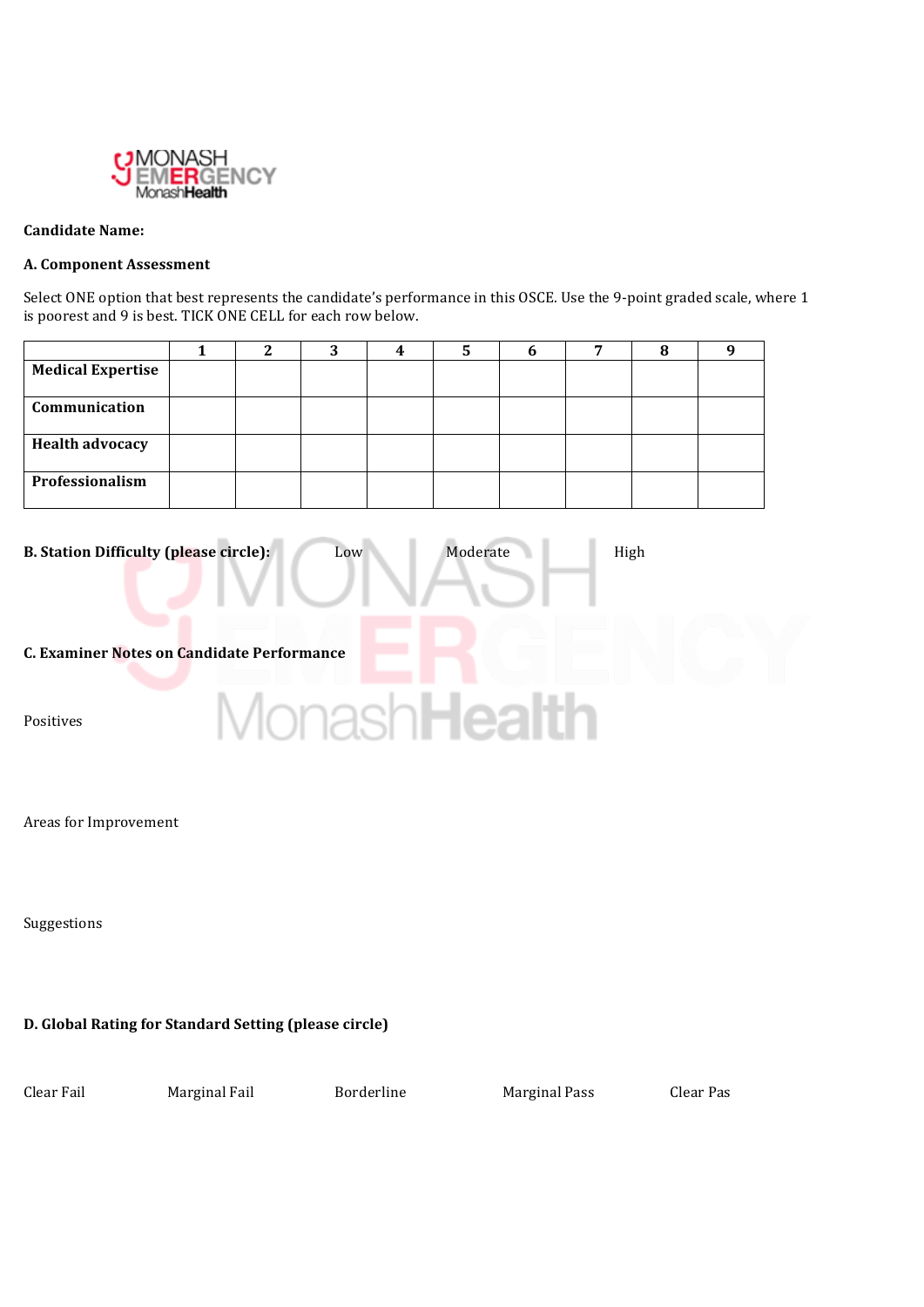**Candidate Name:**

**A. Component Assessment**

Select ONE option that best represents the candidate's performance in this OSCE. Use the 9-point graded scale, where 1 is poorest and 9 is best. TICK ONE CELL for each row below.

| | 1 | 2 | 3 | 4 | 5 | 6 | 7 | 8 | 9 |
|---|---|---|---|---|---|---|---|---|---|
| **Medical Expertise** | | | | | | | | | |
| **Communication** | | | | | | | | | |
| **Health advocacy** | | | | | | | | | |
| **Professionalism** | | | | | | | | | |

**B. Station Difficulty (please circle):** Low Moderate High

**C. Examiner Notes on Candidate Performance**

Positives

Areas for Improvement

Suggestions

**D. Global Rating for Standard Setting (please circle)**

Clear Fail Marginal Fail Borderline Marginal Pass Clear Pas